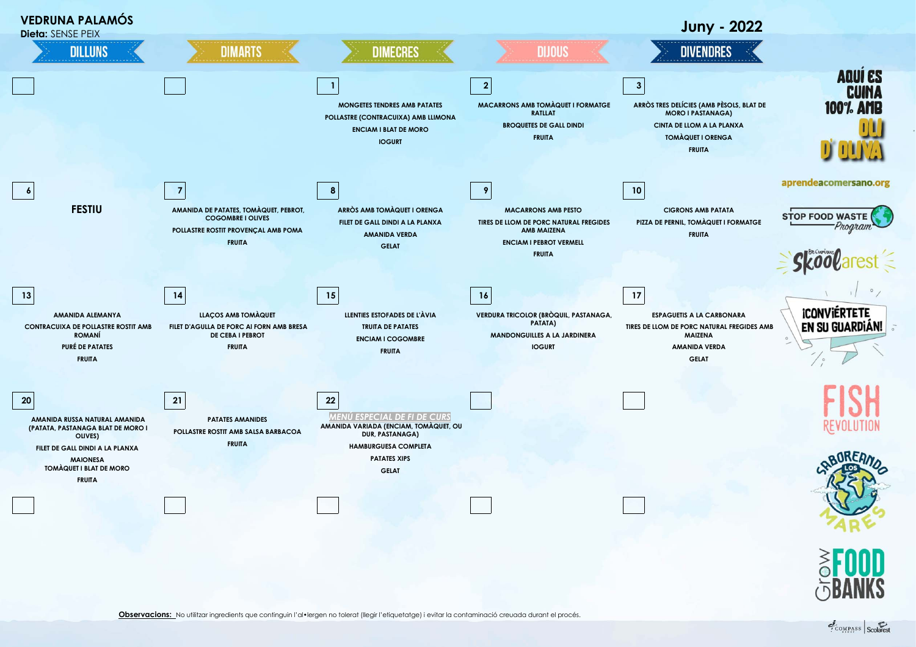# VEDRUNA PALAMÓS

**Dieta:** SENSE PEIX

## Juny - 2022

| DILLUNS | DIMARTS | DIMECRES | DIJOUS | DIVENDRES |
|---|---|---|---|---|
| | | **1**<br>MONGETES TENDRES AMB PATATES<br>POLLASTRE (CONTRACUIXA) AMB LLIMONA<br>ENCIAM I BLAT DE MORO<br>IOGURT | **2**<br>MACARRONS AMB TOMÀQUET I FORMATGE RATLLAT<br>BROQUETES DE GALL DINDI<br>FRUITA | **3**<br>ARRÒS TRES DELÍCIES (AMB PÈSOLS, BLAT DE MORO I PASTANAGA)<br>CINTA DE LLOM A LA PLANXA<br>TOMÀQUET I ORENGA<br>FRUITA |
| **6**<br>FESTIU | **7**<br>AMANIDA DE PATATES, TOMÀQUET, PEBROT, COGOMBRE I OLIVES<br>POLLASTRE ROSTIT PROVENÇAL AMB POMA<br>FRUITA | **8**<br>ARRÒS AMB TOMÀQUET I ORENGA<br>FILET DE GALL DINDI A LA PLANXA<br>AMANIDA VERDA<br>GELAT | **9**<br>MACARRONS AMB PESTO<br>TIRES DE LLOM DE PORC NATURAL FREGIDES AMB MAIZENA<br>ENCIAM I PEBROT VERMELL<br>FRUITA | **10**<br>CIGRONS AMB PATATA<br>PIZZA DE PERNIL, TOMÀQUET I FORMATGE<br>FRUITA |
| **13**<br>AMANIDA ALEMANYA<br>CONTRACUIXA DE POLLASTRE ROSTIT AMB ROMANÍ<br>PURÉ DE PATATES<br>FRUITA | **14**<br>LLAÇOS AMB TOMÀQUET<br>FILET D'AGULLA DE PORC AL FORN AMB BRESA DE CEBA I PEBROT<br>FRUITA | **15**<br>LLENTIES ESTOFADES DE L'ÀVIA<br>TRUITA DE PATATES<br>ENCIAM I COGOMBRE<br>FRUITA | **16**<br>VERDURA TRICOLOR (BRÒQUIL, PASTANAGA, PATATA)<br>MANDONGUILLES A LA JARDINERA<br>IOGURT | **17**<br>ESPAGUETIS A LA CARBONARA<br>TIRES DE LLOM DE PORC NATURAL FREGIDES AMB MAIZENA<br>AMANIDA VERDA<br>GELAT |
| **20**<br>AMANIDA RUSSA NATURAL AMANIDA (PATATA, PASTANAGA BLAT DE MORO I OLIVES)<br>FILET DE GALL DINDI A LA PLANXA<br>MAIONESA<br>TOMÀQUET I BLAT DE MORO<br>FRUITA | **21**<br>PATATES AMANIDES<br>POLLASTRE ROSTIT AMB SALSA BARBACOA<br>FRUITA | **22**<br>*MENÚ ESPECIAL DE FI DE CURS*<br>AMANIDA VARIADA (ENCIAM, TOMÀQUET, OU DUR, PASTANAGA)<br>HAMBURGUESA COMPLETA<br>PATATES XIPS<br>GELAT | | |
| | | | | |

AQUÍ ES CUINA 100% AMB OLI D' OLIVA

aprendeacomersano.org

STOP FOOD WASTE Program

Skoolarest

¡CONVIÉRTETE EN SU GUARDIÁN!

FISH REVOLUTION

SABOREANDO LOS MARES

Grow FOOD BANKS

**Observacions:** No utilitzar ingredients que continguin l'al•lergen no tolerat (llegir l'etiquetatge) i evitar la contaminació creuada durant el procés.

COMPASS | Scolarest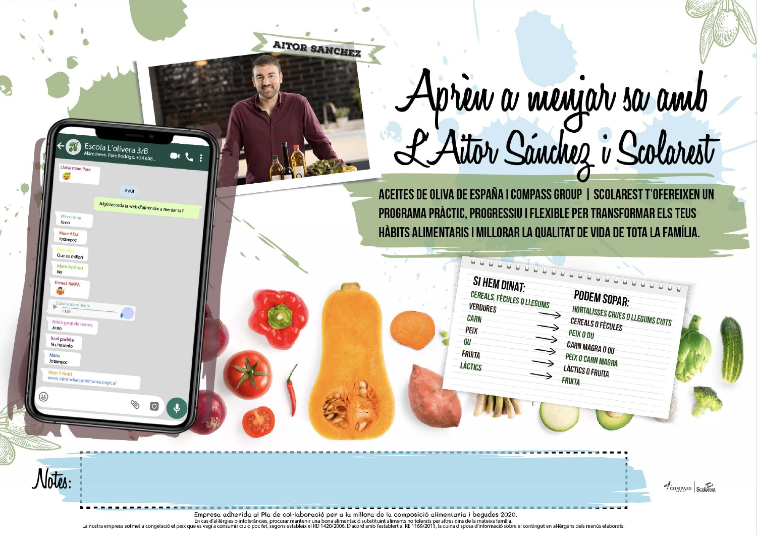# Aprèn a menjar sa amb L'Aitor Sánchez i Scolarest

AITOR SANCHEZ

**ACEITES DE OLIVA DE ESPAÑA I COMPASS GROUP | SCOLAREST T'OFEREIXEN UN PROGRAMA PRÀCTIC, PROGRESSIU I FLEXIBLE PER TRANSFORMAR ELS TEUS HÀBITS ALIMENTARIS I MILLORAR LA QUALITAT DE VIDA DE TOTA LA FAMÍLIA.**

Escola L'olivera 3rB
Mare Irene, Pare Rodrigo, +34 658...

Lluisa mare Pere

AVUI

Algú recorda la web d'aprendre a menjar sa?

Mare Irene: Jo no

Mare Alba: Jo tampoc

Pare Jofre: Que es millori

Mare Andreu: No

Ernest AMPA

Eulàlia mare Aleix: 13:54

Núria grup de mares: Jo no

Xavi padde: No, ho sento

Maria: Jo tampoc

Aitor S Nutri: www.aprendeacomersano.org/ca/

| SI HEM DINAT: | PODEM SOPAR: |
| --- | --- |
| CEREALS, FÈCULES O LLEGUMS | HORTALISSES CRUES O LLEGUMS CUITS |
| VERDURES | CEREALS O FÈCULES |
| CARN | PEIX O OU |
| PEIX | CARN MAGRA O OU |
| OU | PEIX O CARN MAGRA |
| FRUITA | LÀCTICS O FRUITA |
| LÀCTICS | FRUITA |

Notes:

COMPASS | Scolarest

Empresa adherida al Pla de col·laboració per a la millora de la composició alimentària i begudes 2020.
En cas d'al·lèrgies o intoleràncies, procurar mantenir una bona alimentació substituint aliments no tolerats per altres dins de la mateixa família.
La nostra empresa sotmet a congelació el peix que es vagi a consumir cru o poc fet, segons estableix el RD 1420/2006. D'acord amb l'establert al RE 1169/2011, la cuina disposa d'informació sobre el contingut en al·lèrgens dels menús elaborats.